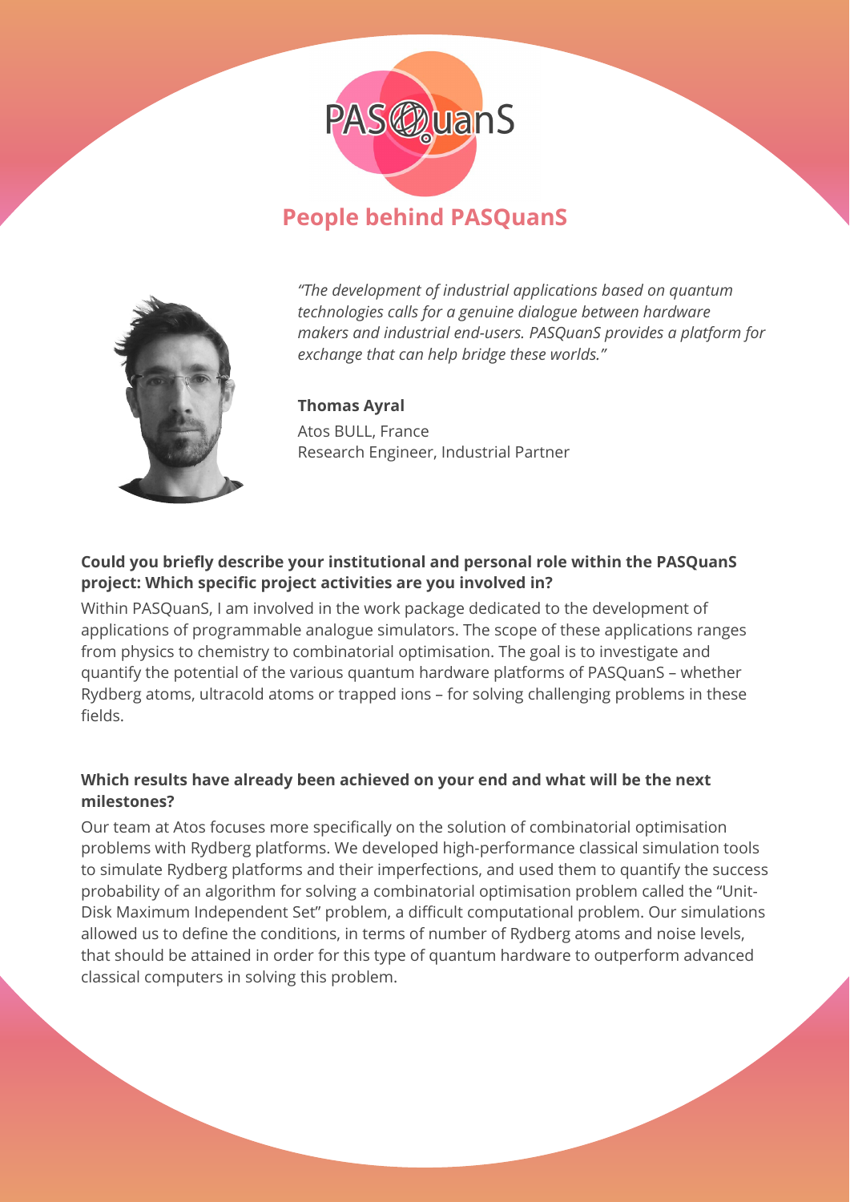PASQuanS

## People behind PASQuanS

*"The development of industrial applications based on quantum technologies calls for a genuine dialogue between hardware makers and industrial end-users. PASQuanS provides a platform for exchange that can help bridge these worlds."*

**Thomas Ayral**
Atos BULL, France
Research Engineer, Industrial Partner

**Could you briefly describe your institutional and personal role within the PASQuanS project: Which specific project activities are you involved in?**

Within PASQuanS, I am involved in the work package dedicated to the development of applications of programmable analogue simulators. The scope of these applications ranges from physics to chemistry to combinatorial optimisation. The goal is to investigate and quantify the potential of the various quantum hardware platforms of PASQuanS – whether Rydberg atoms, ultracold atoms or trapped ions – for solving challenging problems in these fields.

**Which results have already been achieved on your end and what will be the next milestones?**

Our team at Atos focuses more specifically on the solution of combinatorial optimisation problems with Rydberg platforms. We developed high-performance classical simulation tools to simulate Rydberg platforms and their imperfections, and used them to quantify the success probability of an algorithm for solving a combinatorial optimisation problem called the "Unit-Disk Maximum Independent Set" problem, a difficult computational problem. Our simulations allowed us to define the conditions, in terms of number of Rydberg atoms and noise levels, that should be attained in order for this type of quantum hardware to outperform advanced classical computers in solving this problem.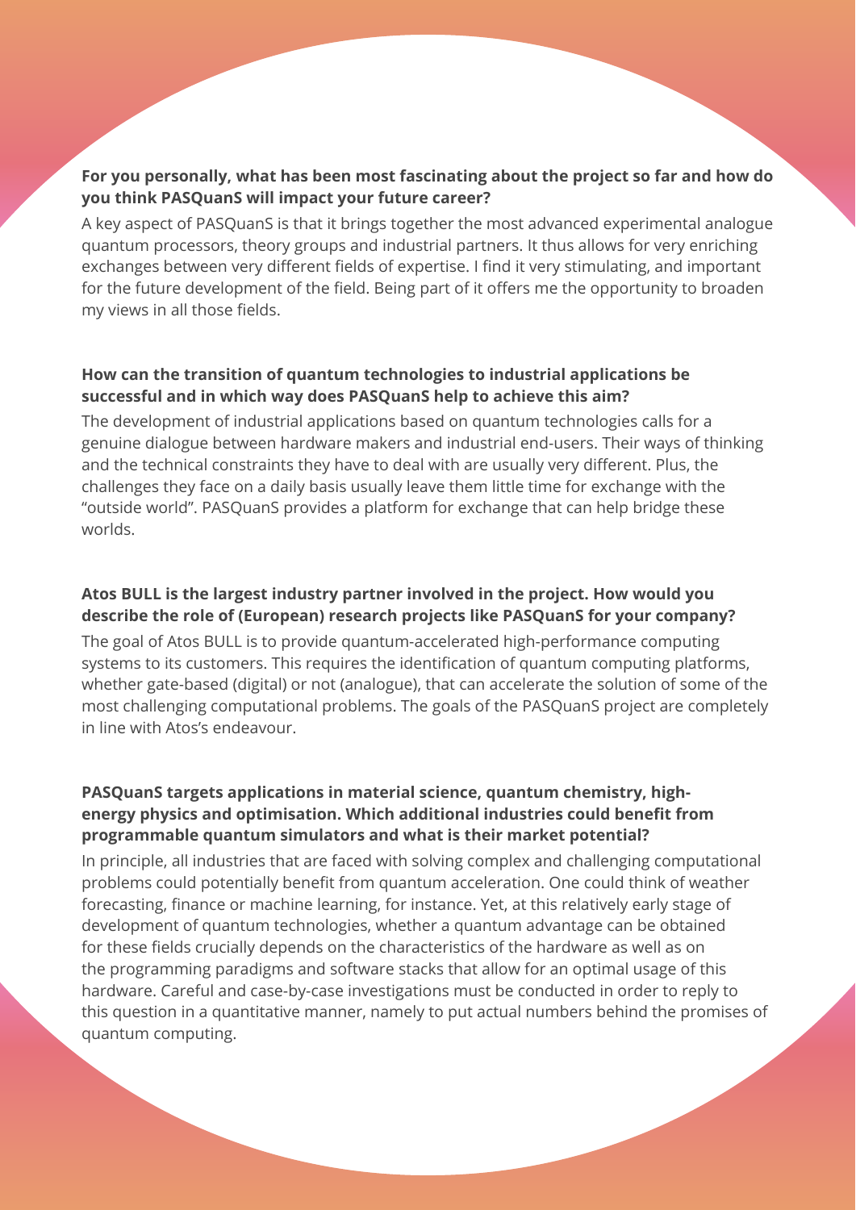**For you personally, what has been most fascinating about the project so far and how do you think PASQuanS will impact your future career?**

A key aspect of PASQuanS is that it brings together the most advanced experimental analogue quantum processors, theory groups and industrial partners. It thus allows for very enriching exchanges between very different fields of expertise. I find it very stimulating, and important for the future development of the field. Being part of it offers me the opportunity to broaden my views in all those fields.

**How can the transition of quantum technologies to industrial applications be successful and in which way does PASQuanS help to achieve this aim?**

The development of industrial applications based on quantum technologies calls for a genuine dialogue between hardware makers and industrial end-users. Their ways of thinking and the technical constraints they have to deal with are usually very different. Plus, the challenges they face on a daily basis usually leave them little time for exchange with the "outside world". PASQuanS provides a platform for exchange that can help bridge these worlds.

**Atos BULL is the largest industry partner involved in the project. How would you describe the role of (European) research projects like PASQuanS for your company?**

The goal of Atos BULL is to provide quantum-accelerated high-performance computing systems to its customers. This requires the identification of quantum computing platforms, whether gate-based (digital) or not (analogue), that can accelerate the solution of some of the most challenging computational problems. The goals of the PASQuanS project are completely in line with Atos's endeavour.

**PASQuanS targets applications in material science, quantum chemistry, high-energy physics and optimisation. Which additional industries could benefit from programmable quantum simulators and what is their market potential?**

In principle, all industries that are faced with solving complex and challenging computational problems could potentially benefit from quantum acceleration. One could think of weather forecasting, finance or machine learning, for instance. Yet, at this relatively early stage of development of quantum technologies, whether a quantum advantage can be obtained for these fields crucially depends on the characteristics of the hardware as well as on the programming paradigms and software stacks that allow for an optimal usage of this hardware. Careful and case-by-case investigations must be conducted in order to reply to this question in a quantitative manner, namely to put actual numbers behind the promises of quantum computing.